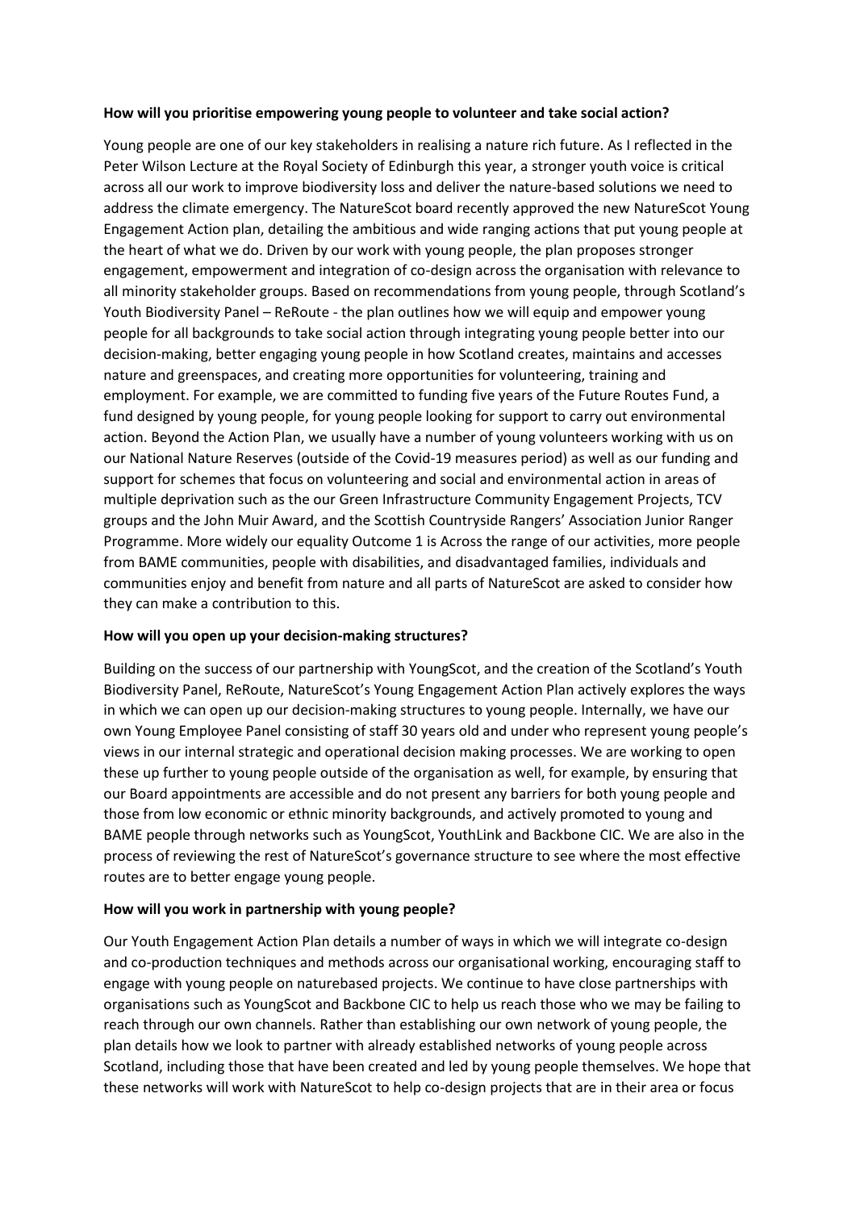**How will you prioritise empowering young people to volunteer and take social action?**

Young people are one of our key stakeholders in realising a nature rich future. As I reflected in the Peter Wilson Lecture at the Royal Society of Edinburgh this year, a stronger youth voice is critical across all our work to improve biodiversity loss and deliver the nature-based solutions we need to address the climate emergency. The NatureScot board recently approved the new NatureScot Young Engagement Action plan, detailing the ambitious and wide ranging actions that put young people at the heart of what we do. Driven by our work with young people, the plan proposes stronger engagement, empowerment and integration of co-design across the organisation with relevance to all minority stakeholder groups. Based on recommendations from young people, through Scotland's Youth Biodiversity Panel – ReRoute - the plan outlines how we will equip and empower young people for all backgrounds to take social action through integrating young people better into our decision-making, better engaging young people in how Scotland creates, maintains and accesses nature and greenspaces, and creating more opportunities for volunteering, training and employment. For example, we are committed to funding five years of the Future Routes Fund, a fund designed by young people, for young people looking for support to carry out environmental action. Beyond the Action Plan, we usually have a number of young volunteers working with us on our National Nature Reserves (outside of the Covid-19 measures period) as well as our funding and support for schemes that focus on volunteering and social and environmental action in areas of multiple deprivation such as the our Green Infrastructure Community Engagement Projects, TCV groups and the John Muir Award, and the Scottish Countryside Rangers' Association Junior Ranger Programme. More widely our equality Outcome 1 is Across the range of our activities, more people from BAME communities, people with disabilities, and disadvantaged families, individuals and communities enjoy and benefit from nature and all parts of NatureScot are asked to consider how they can make a contribution to this.

**How will you open up your decision-making structures?**

Building on the success of our partnership with YoungScot, and the creation of the Scotland's Youth Biodiversity Panel, ReRoute, NatureScot's Young Engagement Action Plan actively explores the ways in which we can open up our decision-making structures to young people. Internally, we have our own Young Employee Panel consisting of staff 30 years old and under who represent young people's views in our internal strategic and operational decision making processes. We are working to open these up further to young people outside of the organisation as well, for example, by ensuring that our Board appointments are accessible and do not present any barriers for both young people and those from low economic or ethnic minority backgrounds, and actively promoted to young and BAME people through networks such as YoungScot, YouthLink and Backbone CIC. We are also in the process of reviewing the rest of NatureScot's governance structure to see where the most effective routes are to better engage young people.

**How will you work in partnership with young people?**

Our Youth Engagement Action Plan details a number of ways in which we will integrate co-design and co-production techniques and methods across our organisational working, encouraging staff to engage with young people on naturebased projects. We continue to have close partnerships with organisations such as YoungScot and Backbone CIC to help us reach those who we may be failing to reach through our own channels. Rather than establishing our own network of young people, the plan details how we look to partner with already established networks of young people across Scotland, including those that have been created and led by young people themselves. We hope that these networks will work with NatureScot to help co-design projects that are in their area or focus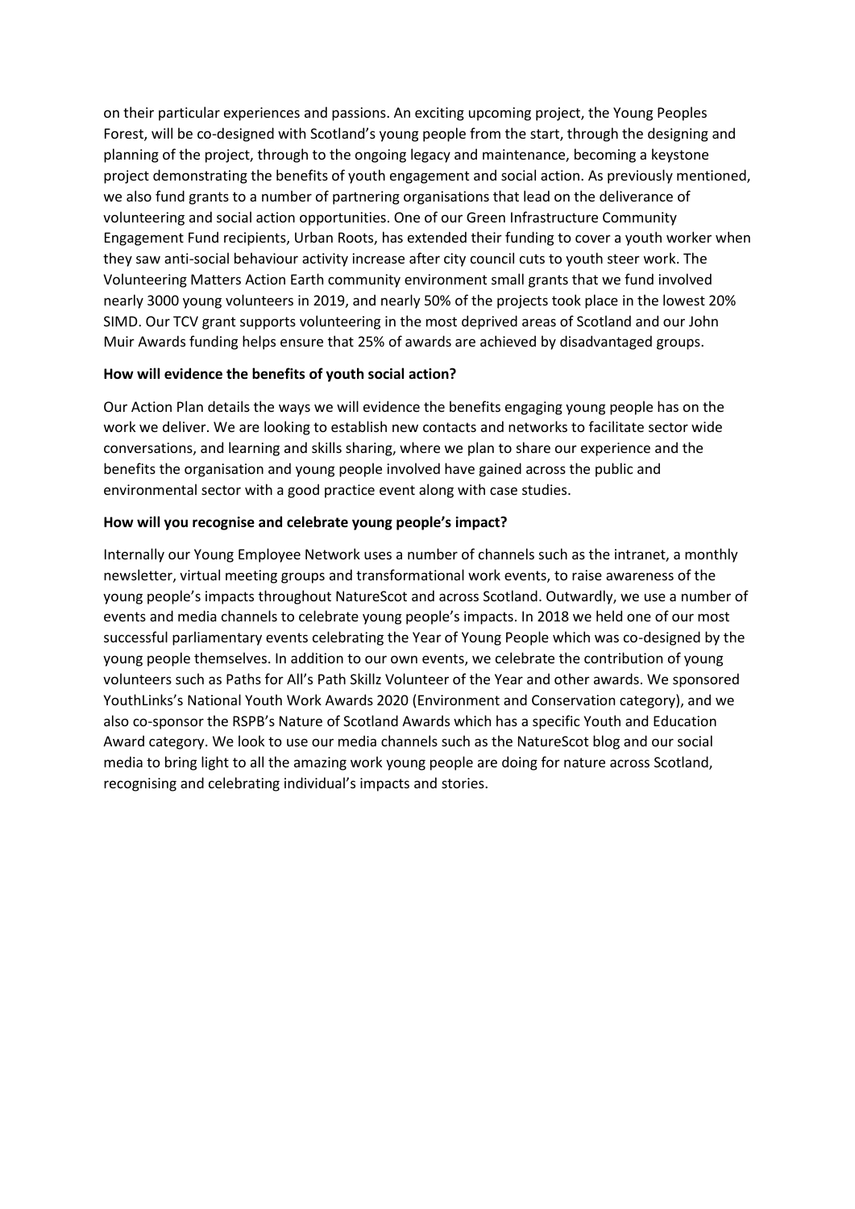on their particular experiences and passions. An exciting upcoming project, the Young Peoples Forest, will be co-designed with Scotland's young people from the start, through the designing and planning of the project, through to the ongoing legacy and maintenance, becoming a keystone project demonstrating the benefits of youth engagement and social action. As previously mentioned, we also fund grants to a number of partnering organisations that lead on the deliverance of volunteering and social action opportunities. One of our Green Infrastructure Community Engagement Fund recipients, Urban Roots, has extended their funding to cover a youth worker when they saw anti-social behaviour activity increase after city council cuts to youth steer work. The Volunteering Matters Action Earth community environment small grants that we fund involved nearly 3000 young volunteers in 2019, and nearly 50% of the projects took place in the lowest 20% SIMD. Our TCV grant supports volunteering in the most deprived areas of Scotland and our John Muir Awards funding helps ensure that 25% of awards are achieved by disadvantaged groups.

**How will evidence the benefits of youth social action?**

Our Action Plan details the ways we will evidence the benefits engaging young people has on the work we deliver. We are looking to establish new contacts and networks to facilitate sector wide conversations, and learning and skills sharing, where we plan to share our experience and the benefits the organisation and young people involved have gained across the public and environmental sector with a good practice event along with case studies.

**How will you recognise and celebrate young people's impact?**

Internally our Young Employee Network uses a number of channels such as the intranet, a monthly newsletter, virtual meeting groups and transformational work events, to raise awareness of the young people's impacts throughout NatureScot and across Scotland. Outwardly, we use a number of events and media channels to celebrate young people's impacts. In 2018 we held one of our most successful parliamentary events celebrating the Year of Young People which was co-designed by the young people themselves. In addition to our own events, we celebrate the contribution of young volunteers such as Paths for All's Path Skillz Volunteer of the Year and other awards. We sponsored YouthLinks's National Youth Work Awards 2020 (Environment and Conservation category), and we also co-sponsor the RSPB's Nature of Scotland Awards which has a specific Youth and Education Award category. We look to use our media channels such as the NatureScot blog and our social media to bring light to all the amazing work young people are doing for nature across Scotland, recognising and celebrating individual's impacts and stories.